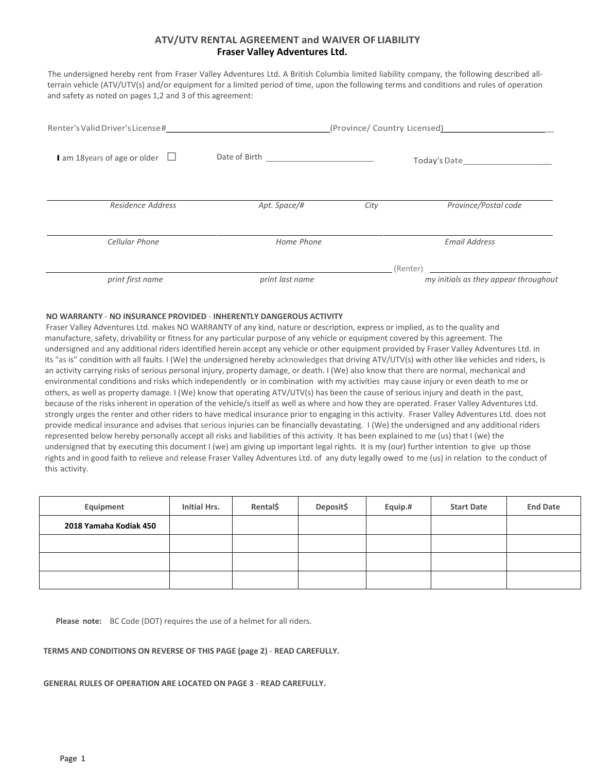## ATV/UTV RENTAL AGREEMENT and WAIVER OF LIABILITY
### Fraser Valley Adventures Ltd.

The undersigned hereby rent from Fraser Valley Adventures Ltd. A British Columbia limited liability company, the following described all-terrain vehicle (ATV/UTV(s) and/or equipment for a limited period of time, upon the following terms and conditions and rules of operation and safety as noted on pages 1,2 and 3 of this agreement:

Renter's Valid Driver's License# ______________________ (Province/ Country Licensed) ______________________

I am 18 years of age or older ☐ Date of Birth ______________________ Today's Date ______________________

______________________________________________________________________

*Residence Address* *Apt. Space/#* *City* *Province/Postal code*

______________________________________________________________________

*Cellular Phone* *Home Phone* *Email Address*

______________________________________________ (Renter) ______________________

*print first name* *print last name* *my initials as they appear throughout*

**NO WARRANTY - NO INSURANCE PROVIDED - INHERENTLY DANGEROUS ACTIVITY**

Fraser Valley Adventures Ltd. makes NO WARRANTY of any kind, nature or description, express or implied, as to the quality and manufacture, safety, drivability or fitness for any particular purpose of any vehicle or equipment covered by this agreement. The undersigned and any additional riders identified herein accept any vehicle or other equipment provided by Fraser Valley Adventures Ltd. in its "as is" condition with all faults. I (We) the undersigned hereby acknowledges that driving ATV/UTV(s) with other like vehicles and riders, is an activity carrying risks of serious personal injury, property damage, or death. I (We) also know that there are normal, mechanical and environmental conditions and risks which independently or in combination with my activities may cause injury or even death to me or others, as well as property damage. I (We) know that operating ATV/UTV(s) has been the cause of serious injury and death in the past, because of the risks inherent in operation of the vehicle/s itself as well as where and how they are operated. Fraser Valley Adventures Ltd. strongly urges the renter and other riders to have medical insurance prior to engaging in this activity. Fraser Valley Adventures Ltd. does not provide medical insurance and advises that serious injuries can be financially devastating. I (We) the undersigned and any additional riders represented below hereby personally accept all risks and liabilities of this activity. It has been explained to me (us) that I (we) the undersigned that by executing this document I (we) am giving up important legal rights. It is my (our) further intention to give up those rights and in good faith to relieve and release Fraser Valley Adventures Ltd. of any duty legally owed to me (us) in relation to the conduct of this activity.

| Equipment | Initial Hrs. | Rental$ | Deposit$ | Equip.# | Start Date | End Date |
|---|---|---|---|---|---|---|
| **2018 Yamaha Kodiak 450** | | | | | | |
| | | | | | | |
| | | | | | | |
| | | | | | | |

**Please note:** BC Code (DOT) requires the use of a helmet for all riders.

**TERMS AND CONDITIONS ON REVERSE OF THIS PAGE (page 2) - READ CAREFULLY.**

**GENERAL RULES OF OPERATION ARE LOCATED ON PAGE 3 - READ CAREFULLY.**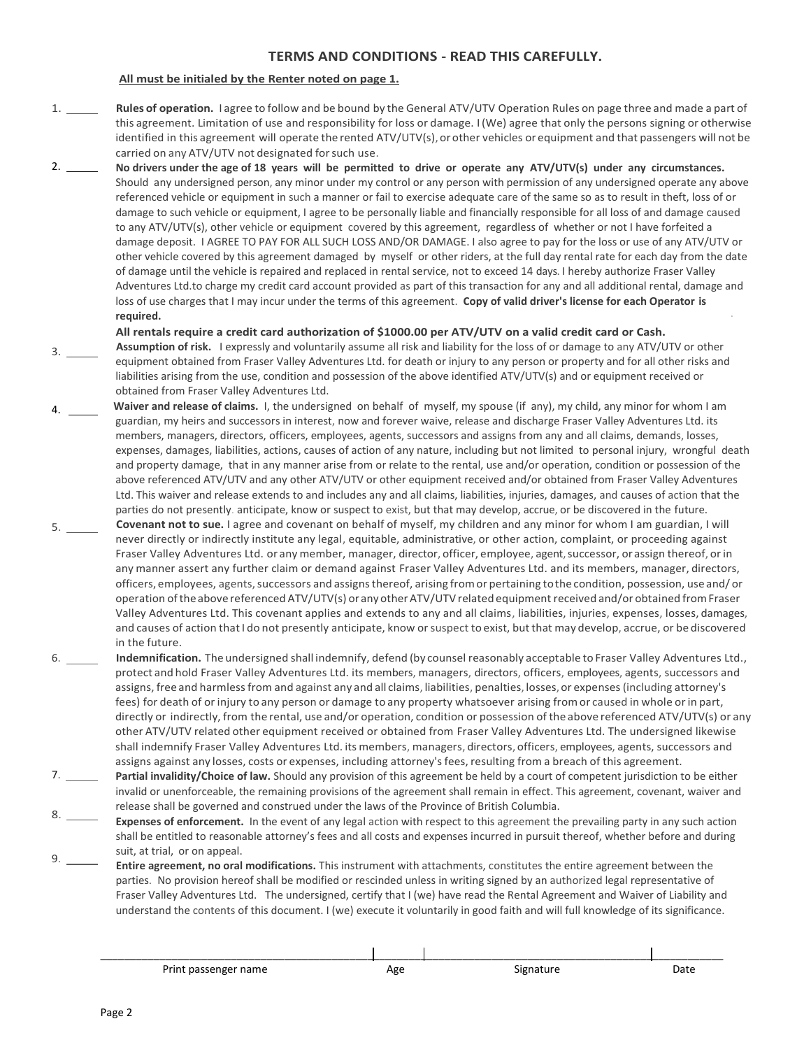## TERMS AND CONDITIONS - READ THIS CAREFULLY.

**All must be initialed by the Renter noted on page 1.**

1. ______ **Rules of operation.** I agree to follow and be bound by the General ATV/UTV Operation Rules on page three and made a part of this agreement. Limitation of use and responsibility for loss or damage. I (We) agree that only the persons signing or otherwise identified in this agreement will operate the rented ATV/UTV(s), or other vehicles or equipment and that passengers will not be carried on any ATV/UTV not designated for such use.

2. ______ **No drivers under the age of 18 years will be permitted to drive or operate any ATV/UTV(s) under any circumstances.** Should any undersigned person, any minor under my control or any person with permission of any undersigned operate any above referenced vehicle or equipment in such a manner or fail to exercise adequate care of the same so as to result in theft, loss of or damage to such vehicle or equipment, I agree to be personally liable and financially responsible for all loss of and damage caused to any ATV/UTV(s), other vehicle or equipment covered by this agreement, regardless of whether or not I have forfeited a damage deposit. I AGREE TO PAY FOR ALL SUCH LOSS AND/OR DAMAGE. I also agree to pay for the loss or use of any ATV/UTV or other vehicle covered by this agreement damaged by myself or other riders, at the full day rental rate for each day from the date of damage until the vehicle is repaired and replaced in rental service, not to exceed 14 days. I hereby authorize Fraser Valley Adventures Ltd.to charge my credit card account provided as part of this transaction for any and all additional rental, damage and loss of use charges that I may incur under the terms of this agreement. **Copy of valid driver's license for each Operator is required.**

   **All rentals require a credit card authorization of $1000.00 per ATV/UTV on a valid credit card or Cash.**

3. ______ **Assumption of risk.** I expressly and voluntarily assume all risk and liability for the loss of or damage to any ATV/UTV or other equipment obtained from Fraser Valley Adventures Ltd. for death or injury to any person or property and for all other risks and liabilities arising from the use, condition and possession of the above identified ATV/UTV(s) and or equipment received or obtained from Fraser Valley Adventures Ltd.

4. ______ **Waiver and release of claims.** I, the undersigned on behalf of myself, my spouse (if any), my child, any minor for whom I am guardian, my heirs and successors in interest, now and forever waive, release and discharge Fraser Valley Adventures Ltd. its members, managers, directors, officers, employees, agents, successors and assigns from any and all claims, demands, losses, expenses, damages, liabilities, actions, causes of action of any nature, including but not limited to personal injury, wrongful death and property damage, that in any manner arise from or relate to the rental, use and/or operation, condition or possession of the above referenced ATV/UTV and any other ATV/UTV or other equipment received and/or obtained from Fraser Valley Adventures Ltd. This waiver and release extends to and includes any and all claims, liabilities, injuries, damages, and causes of action that the parties do not presently anticipate, know or suspect to exist, but that may develop, accrue, or be discovered in the future.

5. ______ **Covenant not to sue.** I agree and covenant on behalf of myself, my children and any minor for whom I am guardian, I will never directly or indirectly institute any legal, equitable, administrative, or other action, complaint, or proceeding against Fraser Valley Adventures Ltd. or any member, manager, director, officer, employee, agent, successor, or assign thereof, or in any manner assert any further claim or demand against Fraser Valley Adventures Ltd. and its members, manager, directors, officers, employees, agents, successors and assigns thereof, arising from or pertaining to the condition, possession, use and/ or operation of the above referenced ATV/UTV(s) or any other ATV/UTV related equipment received and/or obtained from Fraser Valley Adventures Ltd. This covenant applies and extends to any and all claims, liabilities, injuries, expenses, losses, damages, and causes of action that I do not presently anticipate, know or suspect to exist, but that may develop, accrue, or be discovered in the future.

6. ______ **Indemnification.** The undersigned shall indemnify, defend (by counsel reasonably acceptable to Fraser Valley Adventures Ltd., protect and hold Fraser Valley Adventures Ltd. its members, managers, directors, officers, employees, agents, successors and assigns, free and harmless from and against any and all claims, liabilities, penalties, losses, or expenses (including attorney's fees) for death of or injury to any person or damage to any property whatsoever arising from or caused in whole or in part, directly or indirectly, from the rental, use and/or operation, condition or possession of the above referenced ATV/UTV(s) or any other ATV/UTV related other equipment received or obtained from Fraser Valley Adventures Ltd. The undersigned likewise shall indemnify Fraser Valley Adventures Ltd. its members, managers, directors, officers, employees, agents, successors and assigns against any losses, costs or expenses, including attorney's fees, resulting from a breach of this agreement.

7. ______ **Partial invalidity/Choice of law.** Should any provision of this agreement be held by a court of competent jurisdiction to be either invalid or unenforceable, the remaining provisions of the agreement shall remain in effect. This agreement, covenant, waiver and release shall be governed and construed under the laws of the Province of British Columbia.

8. ______ **Expenses of enforcement.** In the event of any legal action with respect to this agreement the prevailing party in any such action shall be entitled to reasonable attorney's fees and all costs and expenses incurred in pursuit thereof, whether before and during suit, at trial, or on appeal.

9. ______ **Entire agreement, no oral modifications.** This instrument with attachments, constitutes the entire agreement between the parties. No provision hereof shall be modified or rescinded unless in writing signed by an authorized legal representative of Fraser Valley Adventures Ltd. The undersigned, certify that I (we) have read the Rental Agreement and Waiver of Liability and understand the contents of this document. I (we) execute it voluntarily in good faith and will full knowledge of its significance.

| Print passenger name | Age | Signature | Date |
|---|---|---|---|
| | | | |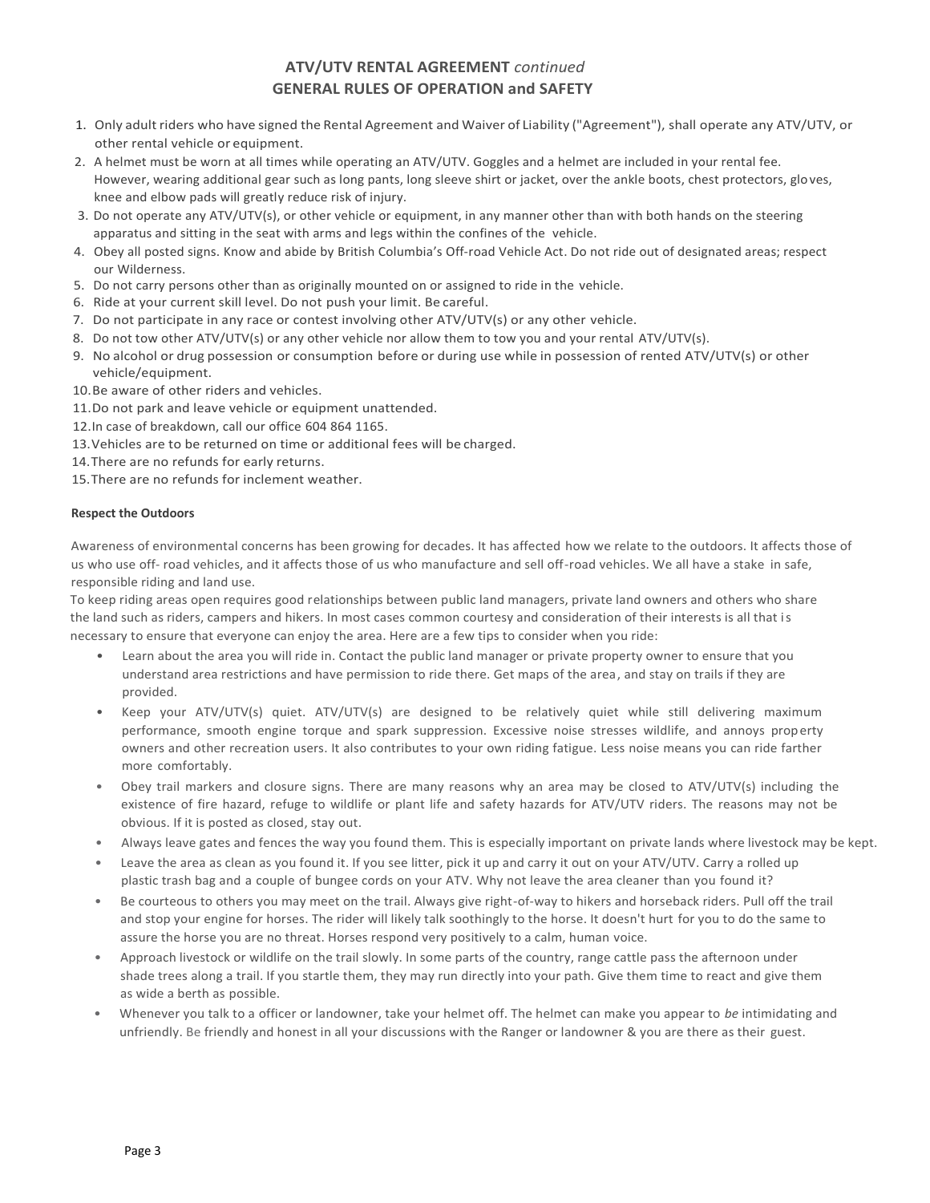# ATV/UTV RENTAL AGREEMENT *continued*
## GENERAL RULES OF OPERATION and SAFETY

1. Only adult riders who have signed the Rental Agreement and Waiver of Liability ("Agreement"), shall operate any ATV/UTV, or other rental vehicle or equipment.
2. A helmet must be worn at all times while operating an ATV/UTV. Goggles and a helmet are included in your rental fee. However, wearing additional gear such as long pants, long sleeve shirt or jacket, over the ankle boots, chest protectors, gloves, knee and elbow pads will greatly reduce risk of injury.
3. Do not operate any ATV/UTV(s), or other vehicle or equipment, in any manner other than with both hands on the steering apparatus and sitting in the seat with arms and legs within the confines of the vehicle.
4. Obey all posted signs. Know and abide by British Columbia's Off-road Vehicle Act. Do not ride out of designated areas; respect our Wilderness.
5. Do not carry persons other than as originally mounted on or assigned to ride in the vehicle.
6. Ride at your current skill level. Do not push your limit. Be careful.
7. Do not participate in any race or contest involving other ATV/UTV(s) or any other vehicle.
8. Do not tow other ATV/UTV(s) or any other vehicle nor allow them to tow you and your rental ATV/UTV(s).
9. No alcohol or drug possession or consumption before or during use while in possession of rented ATV/UTV(s) or other vehicle/equipment.
10. Be aware of other riders and vehicles.
11. Do not park and leave vehicle or equipment unattended.
12. In case of breakdown, call our office 604 864 1165.
13. Vehicles are to be returned on time or additional fees will be charged.
14. There are no refunds for early returns.
15. There are no refunds for inclement weather.

**Respect the Outdoors**

Awareness of environmental concerns has been growing for decades. It has affected how we relate to the outdoors. It affects those of us who use off- road vehicles, and it affects those of us who manufacture and sell off-road vehicles. We all have a stake in safe, responsible riding and land use.

To keep riding areas open requires good relationships between public land managers, private land owners and others who share the land such as riders, campers and hikers. In most cases common courtesy and consideration of their interests is all that is necessary to ensure that everyone can enjoy the area. Here are a few tips to consider when you ride:

- Learn about the area you will ride in. Contact the public land manager or private property owner to ensure that you understand area restrictions and have permission to ride there. Get maps of the area, and stay on trails if they are provided.
- Keep your ATV/UTV(s) quiet. ATV/UTV(s) are designed to be relatively quiet while still delivering maximum performance, smooth engine torque and spark suppression. Excessive noise stresses wildlife, and annoys property owners and other recreation users. It also contributes to your own riding fatigue. Less noise means you can ride farther more comfortably.
- Obey trail markers and closure signs. There are many reasons why an area may be closed to ATV/UTV(s) including the existence of fire hazard, refuge to wildlife or plant life and safety hazards for ATV/UTV riders. The reasons may not be obvious. If it is posted as closed, stay out.
- Always leave gates and fences the way you found them. This is especially important on private lands where livestock may be kept.
- Leave the area as clean as you found it. If you see litter, pick it up and carry it out on your ATV/UTV. Carry a rolled up plastic trash bag and a couple of bungee cords on your ATV. Why not leave the area cleaner than you found it?
- Be courteous to others you may meet on the trail. Always give right-of-way to hikers and horseback riders. Pull off the trail and stop your engine for horses. The rider will likely talk soothingly to the horse. It doesn't hurt for you to do the same to assure the horse you are no threat. Horses respond very positively to a calm, human voice.
- Approach livestock or wildlife on the trail slowly. In some parts of the country, range cattle pass the afternoon under shade trees along a trail. If you startle them, they may run directly into your path. Give them time to react and give them as wide a berth as possible.
- Whenever you talk to a officer or landowner, take your helmet off. The helmet can make you appear to *be* intimidating and unfriendly. Be friendly and honest in all your discussions with the Ranger or landowner & you are there as their guest.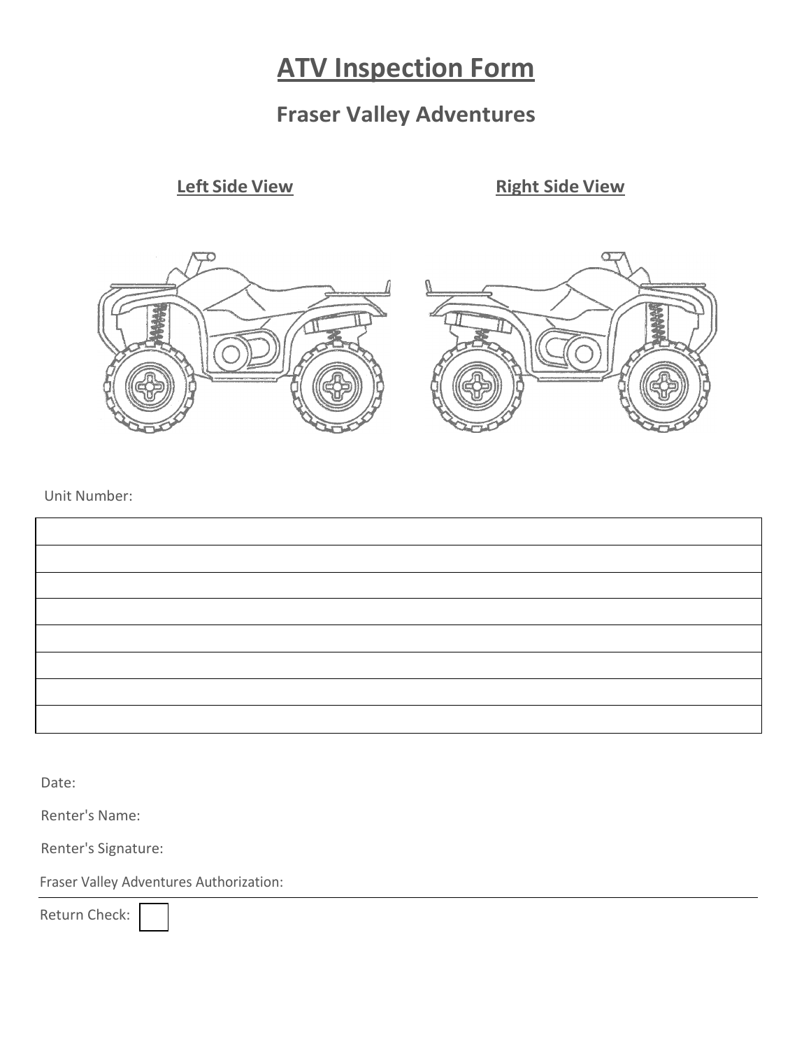# ATV Inspection Form

## Fraser Valley Adventures

**Left Side View** **Right Side View**

Unit Number:

| |
|---|
| |
| |
| |
| |
| |
| |
| |

Date:

Renter's Name:

Renter's Signature:

Fraser Valley Adventures Authorization:

Return Check: ☐